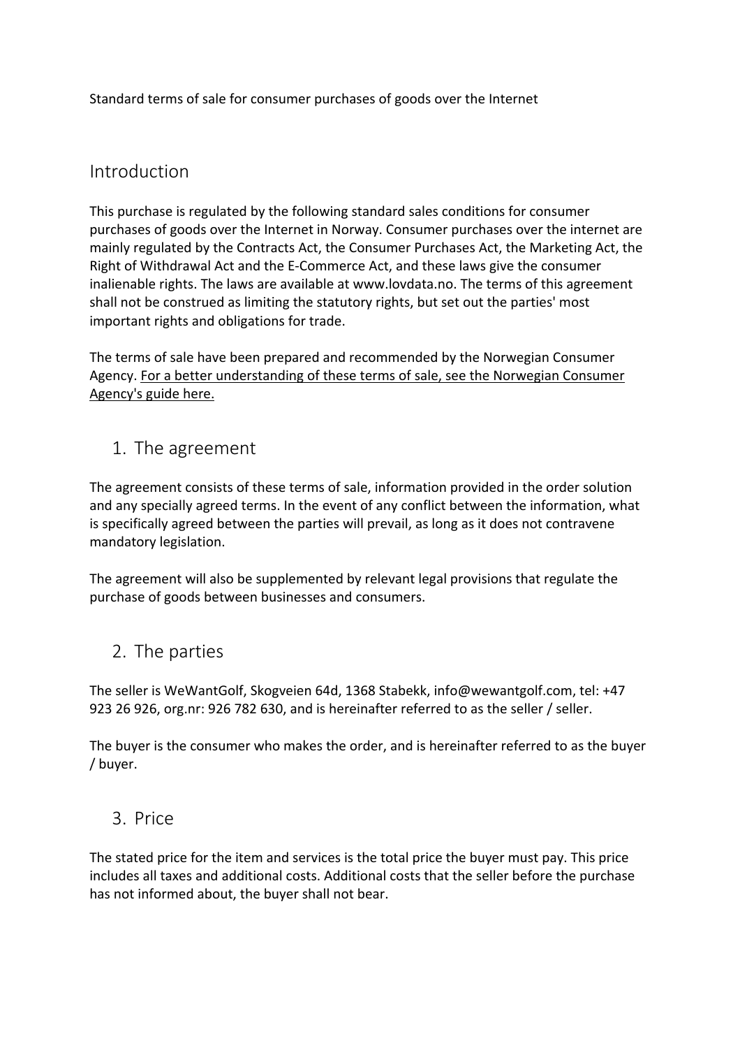Standard terms of sale for consumer purchases of goods over the Internet

## Introduction

This purchase is regulated by the following standard sales conditions for consumer purchases of goods over the Internet in Norway. Consumer purchases over the internet are mainly regulated by the Contracts Act, the Consumer Purchases Act, the Marketing Act, the Right of Withdrawal Act and the E-Commerce Act, and these laws give the consumer inalienable rights. The laws are available at www.lovdata.no. The terms of this agreement shall not be construed as limiting the statutory rights, but set out the parties' most important rights and obligations for trade.

The terms of sale have been prepared and recommended by the Norwegian Consumer Agency. For a better understanding of these terms of sale, see the Norwegian Consumer Agency's guide here.

## 1. The agreement

The agreement consists of these terms of sale, information provided in the order solution and any specially agreed terms. In the event of any conflict between the information, what is specifically agreed between the parties will prevail, as long as it does not contravene mandatory legislation.

The agreement will also be supplemented by relevant legal provisions that regulate the purchase of goods between businesses and consumers.

## 2. The parties

The seller is WeWantGolf, Skogveien 64d, 1368 Stabekk, info@wewantgolf.com, tel: +47 923 26 926, org.nr: 926 782 630, and is hereinafter referred to as the seller / seller.

The buyer is the consumer who makes the order, and is hereinafter referred to as the buyer / buyer.

## 3. Price

The stated price for the item and services is the total price the buyer must pay. This price includes all taxes and additional costs. Additional costs that the seller before the purchase has not informed about, the buyer shall not bear.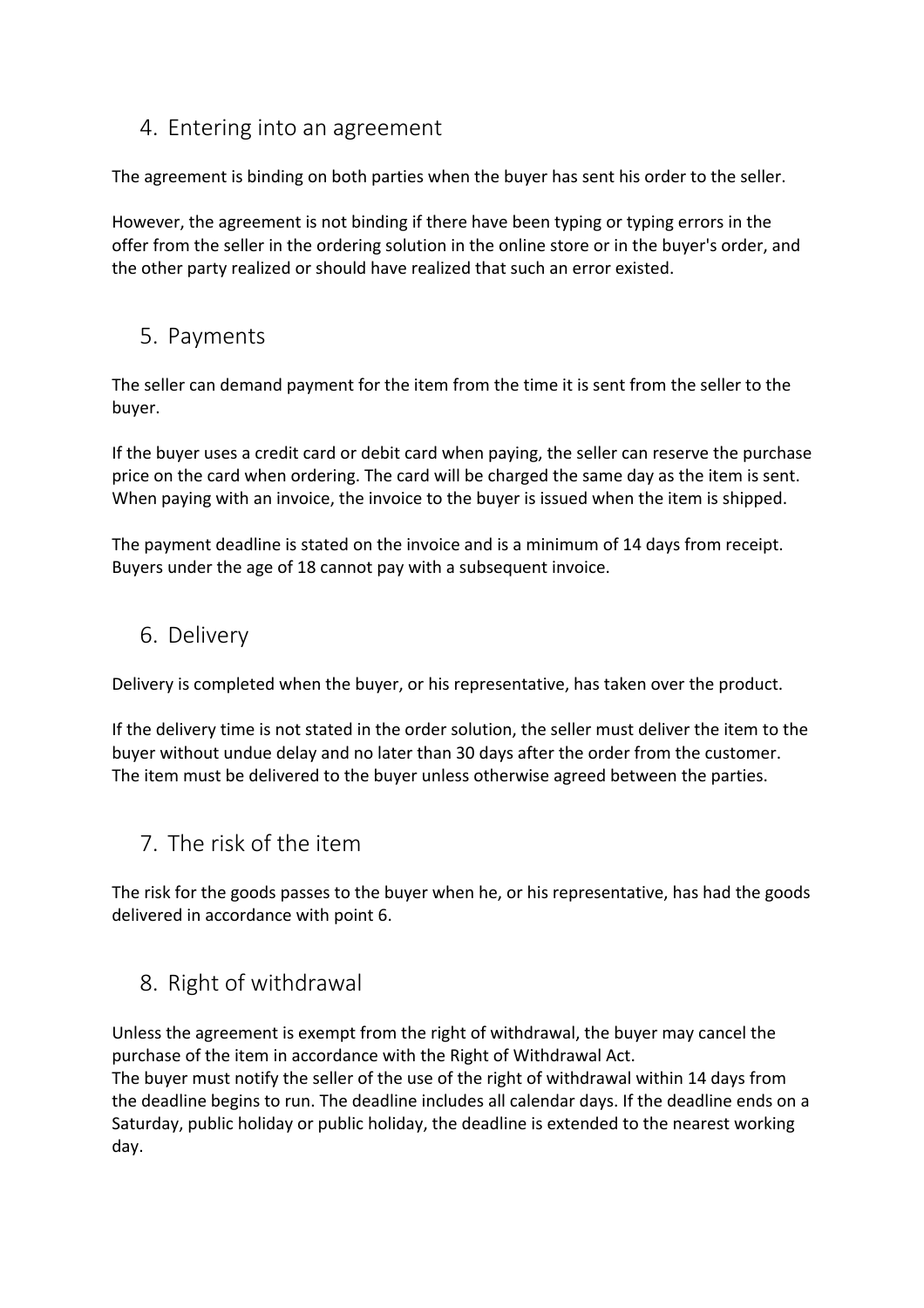## 4. Entering into an agreement

The agreement is binding on both parties when the buyer has sent his order to the seller.

However, the agreement is not binding if there have been typing or typing errors in the offer from the seller in the ordering solution in the online store or in the buyer's order, and the other party realized or should have realized that such an error existed.

## 5. Payments

The seller can demand payment for the item from the time it is sent from the seller to the buyer.

If the buyer uses a credit card or debit card when paying, the seller can reserve the purchase price on the card when ordering. The card will be charged the same day as the item is sent. When paying with an invoice, the invoice to the buyer is issued when the item is shipped.

The payment deadline is stated on the invoice and is a minimum of 14 days from receipt. Buyers under the age of 18 cannot pay with a subsequent invoice.

## 6. Delivery

Delivery is completed when the buyer, or his representative, has taken over the product.

If the delivery time is not stated in the order solution, the seller must deliver the item to the buyer without undue delay and no later than 30 days after the order from the customer. The item must be delivered to the buyer unless otherwise agreed between the parties.

## 7. The risk of the item

The risk for the goods passes to the buyer when he, or his representative, has had the goods delivered in accordance with point 6.

## 8. Right of withdrawal

Unless the agreement is exempt from the right of withdrawal, the buyer may cancel the purchase of the item in accordance with the Right of Withdrawal Act.
The buyer must notify the seller of the use of the right of withdrawal within 14 days from the deadline begins to run. The deadline includes all calendar days. If the deadline ends on a Saturday, public holiday or public holiday, the deadline is extended to the nearest working day.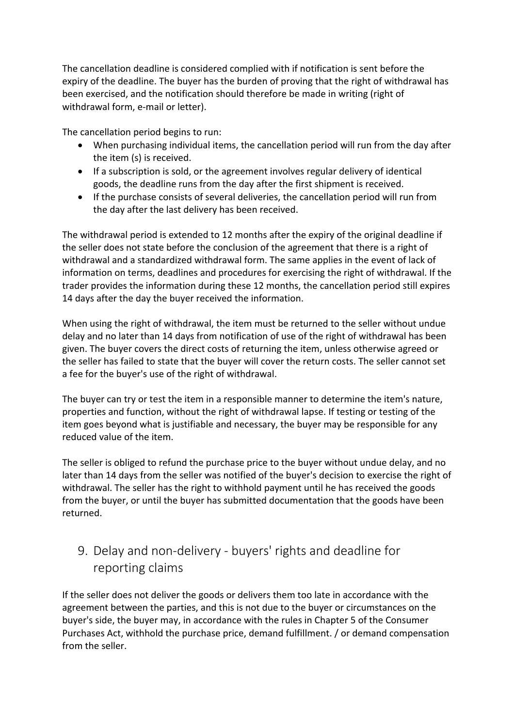The cancellation deadline is considered complied with if notification is sent before the expiry of the deadline. The buyer has the burden of proving that the right of withdrawal has been exercised, and the notification should therefore be made in writing (right of withdrawal form, e-mail or letter).

The cancellation period begins to run:

- When purchasing individual items, the cancellation period will run from the day after the item (s) is received.
- If a subscription is sold, or the agreement involves regular delivery of identical goods, the deadline runs from the day after the first shipment is received.
- If the purchase consists of several deliveries, the cancellation period will run from the day after the last delivery has been received.

The withdrawal period is extended to 12 months after the expiry of the original deadline if the seller does not state before the conclusion of the agreement that there is a right of withdrawal and a standardized withdrawal form. The same applies in the event of lack of information on terms, deadlines and procedures for exercising the right of withdrawal. If the trader provides the information during these 12 months, the cancellation period still expires 14 days after the day the buyer received the information.

When using the right of withdrawal, the item must be returned to the seller without undue delay and no later than 14 days from notification of use of the right of withdrawal has been given. The buyer covers the direct costs of returning the item, unless otherwise agreed or the seller has failed to state that the buyer will cover the return costs. The seller cannot set a fee for the buyer's use of the right of withdrawal.

The buyer can try or test the item in a responsible manner to determine the item's nature, properties and function, without the right of withdrawal lapse. If testing or testing of the item goes beyond what is justifiable and necessary, the buyer may be responsible for any reduced value of the item.

The seller is obliged to refund the purchase price to the buyer without undue delay, and no later than 14 days from the seller was notified of the buyer's decision to exercise the right of withdrawal. The seller has the right to withhold payment until he has received the goods from the buyer, or until the buyer has submitted documentation that the goods have been returned.

## 9. Delay and non-delivery - buyers' rights and deadline for reporting claims

If the seller does not deliver the goods or delivers them too late in accordance with the agreement between the parties, and this is not due to the buyer or circumstances on the buyer's side, the buyer may, in accordance with the rules in Chapter 5 of the Consumer Purchases Act, withhold the purchase price, demand fulfillment. / or demand compensation from the seller.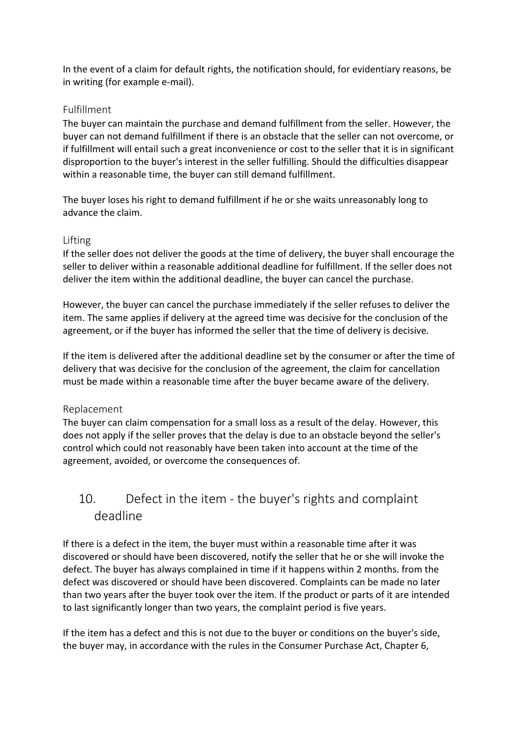In the event of a claim for default rights, the notification should, for evidentiary reasons, be in writing (for example e-mail).

### Fulfillment

The buyer can maintain the purchase and demand fulfillment from the seller. However, the buyer can not demand fulfillment if there is an obstacle that the seller can not overcome, or if fulfillment will entail such a great inconvenience or cost to the seller that it is in significant disproportion to the buyer's interest in the seller fulfilling. Should the difficulties disappear within a reasonable time, the buyer can still demand fulfillment.

The buyer loses his right to demand fulfillment if he or she waits unreasonably long to advance the claim.

### Lifting

If the seller does not deliver the goods at the time of delivery, the buyer shall encourage the seller to deliver within a reasonable additional deadline for fulfillment. If the seller does not deliver the item within the additional deadline, the buyer can cancel the purchase.

However, the buyer can cancel the purchase immediately if the seller refuses to deliver the item. The same applies if delivery at the agreed time was decisive for the conclusion of the agreement, or if the buyer has informed the seller that the time of delivery is decisive.

If the item is delivered after the additional deadline set by the consumer or after the time of delivery that was decisive for the conclusion of the agreement, the claim for cancellation must be made within a reasonable time after the buyer became aware of the delivery.

### Replacement

The buyer can claim compensation for a small loss as a result of the delay. However, this does not apply if the seller proves that the delay is due to an obstacle beyond the seller's control which could not reasonably have been taken into account at the time of the agreement, avoided, or overcome the consequences of.

## 10. Defect in the item - the buyer's rights and complaint deadline

If there is a defect in the item, the buyer must within a reasonable time after it was discovered or should have been discovered, notify the seller that he or she will invoke the defect. The buyer has always complained in time if it happens within 2 months. from the defect was discovered or should have been discovered. Complaints can be made no later than two years after the buyer took over the item. If the product or parts of it are intended to last significantly longer than two years, the complaint period is five years.

If the item has a defect and this is not due to the buyer or conditions on the buyer's side, the buyer may, in accordance with the rules in the Consumer Purchase Act, Chapter 6,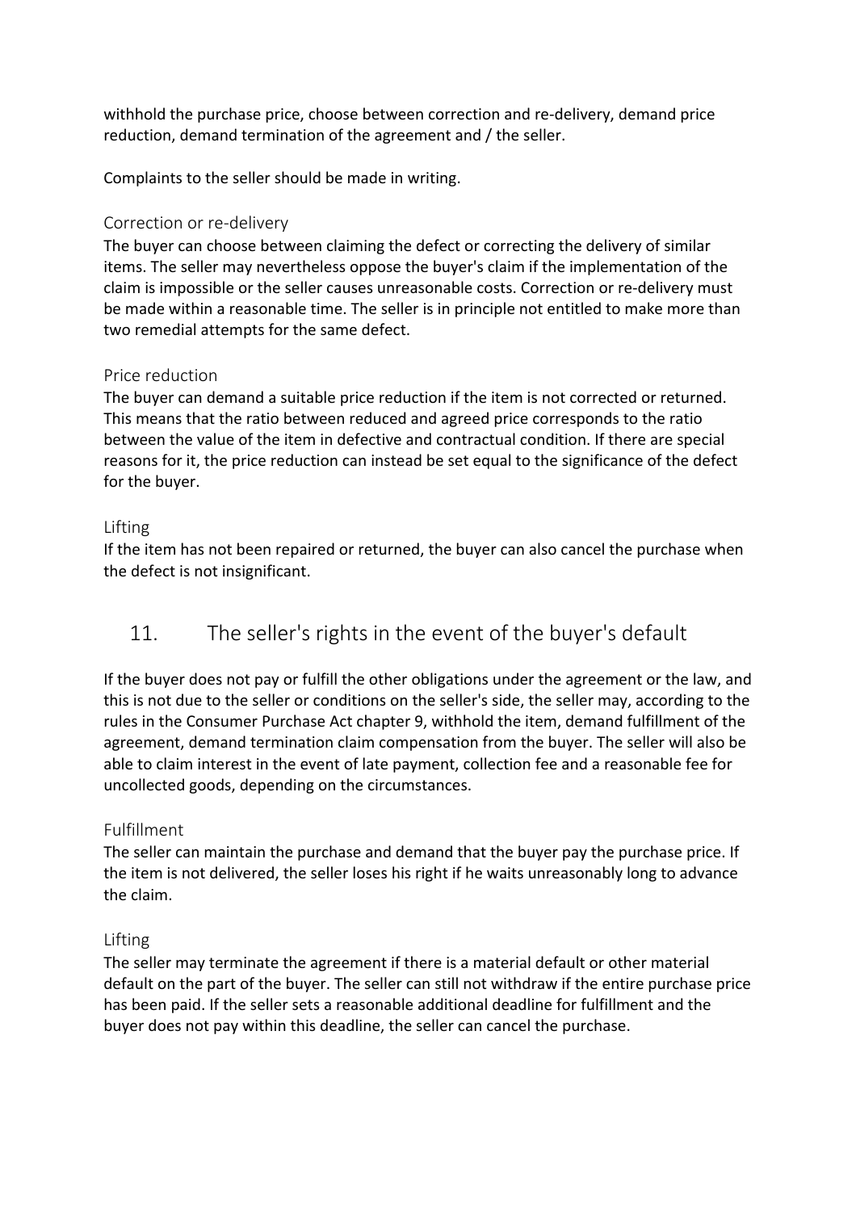withhold the purchase price, choose between correction and re-delivery, demand price reduction, demand termination of the agreement and / the seller.

Complaints to the seller should be made in writing.

### Correction or re-delivery

The buyer can choose between claiming the defect or correcting the delivery of similar items. The seller may nevertheless oppose the buyer's claim if the implementation of the claim is impossible or the seller causes unreasonable costs. Correction or re-delivery must be made within a reasonable time. The seller is in principle not entitled to make more than two remedial attempts for the same defect.

### Price reduction

The buyer can demand a suitable price reduction if the item is not corrected or returned. This means that the ratio between reduced and agreed price corresponds to the ratio between the value of the item in defective and contractual condition. If there are special reasons for it, the price reduction can instead be set equal to the significance of the defect for the buyer.

### Lifting

If the item has not been repaired or returned, the buyer can also cancel the purchase when the defect is not insignificant.

## 11. The seller's rights in the event of the buyer's default

If the buyer does not pay or fulfill the other obligations under the agreement or the law, and this is not due to the seller or conditions on the seller's side, the seller may, according to the rules in the Consumer Purchase Act chapter 9, withhold the item, demand fulfillment of the agreement, demand termination claim compensation from the buyer. The seller will also be able to claim interest in the event of late payment, collection fee and a reasonable fee for uncollected goods, depending on the circumstances.

### Fulfillment

The seller can maintain the purchase and demand that the buyer pay the purchase price. If the item is not delivered, the seller loses his right if he waits unreasonably long to advance the claim.

### Lifting

The seller may terminate the agreement if there is a material default or other material default on the part of the buyer. The seller can still not withdraw if the entire purchase price has been paid. If the seller sets a reasonable additional deadline for fulfillment and the buyer does not pay within this deadline, the seller can cancel the purchase.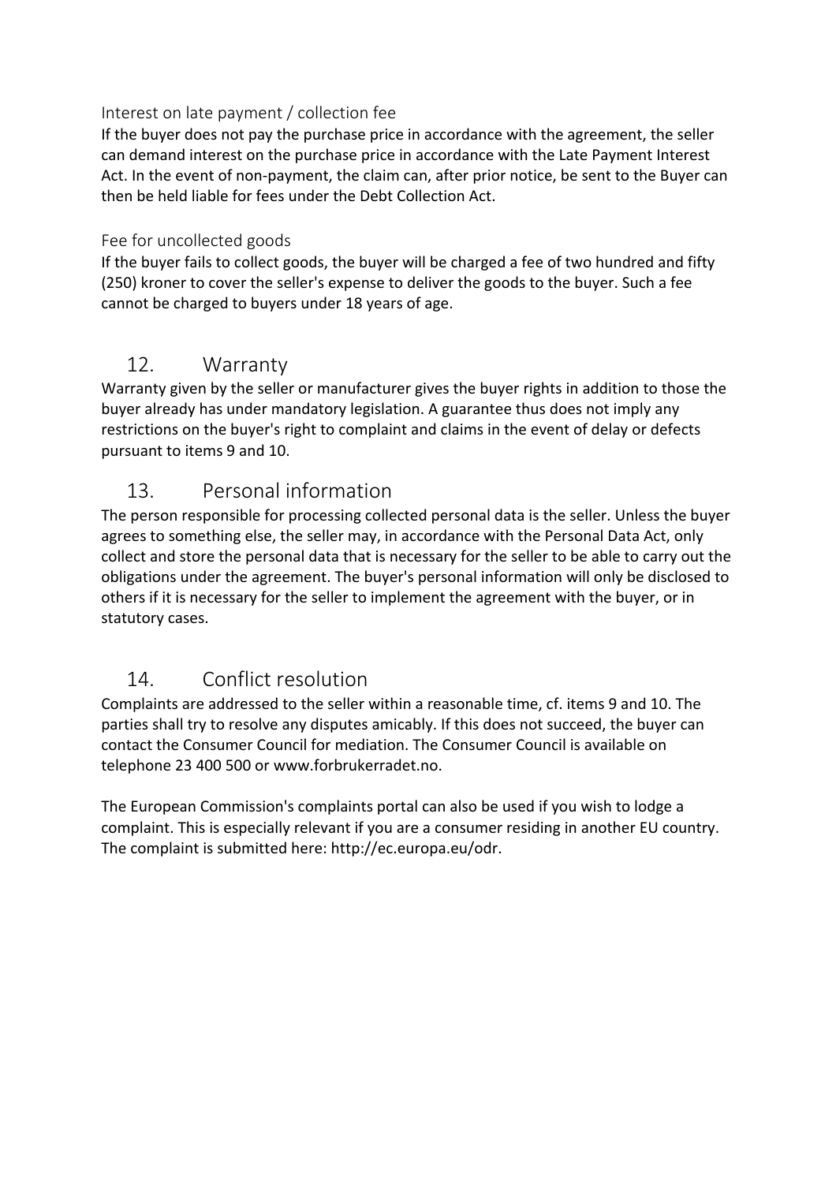### Interest on late payment / collection fee

If the buyer does not pay the purchase price in accordance with the agreement, the seller can demand interest on the purchase price in accordance with the Late Payment Interest Act. In the event of non-payment, the claim can, after prior notice, be sent to the Buyer can then be held liable for fees under the Debt Collection Act.

### Fee for uncollected goods

If the buyer fails to collect goods, the buyer will be charged a fee of two hundred and fifty (250) kroner to cover the seller's expense to deliver the goods to the buyer. Such a fee cannot be charged to buyers under 18 years of age.

## 12. Warranty

Warranty given by the seller or manufacturer gives the buyer rights in addition to those the buyer already has under mandatory legislation. A guarantee thus does not imply any restrictions on the buyer's right to complaint and claims in the event of delay or defects pursuant to items 9 and 10.

## 13. Personal information

The person responsible for processing collected personal data is the seller. Unless the buyer agrees to something else, the seller may, in accordance with the Personal Data Act, only collect and store the personal data that is necessary for the seller to be able to carry out the obligations under the agreement. The buyer's personal information will only be disclosed to others if it is necessary for the seller to implement the agreement with the buyer, or in statutory cases.

## 14. Conflict resolution

Complaints are addressed to the seller within a reasonable time, cf. items 9 and 10. The parties shall try to resolve any disputes amicably. If this does not succeed, the buyer can contact the Consumer Council for mediation. The Consumer Council is available on telephone 23 400 500 or www.forbrukerradet.no.

The European Commission's complaints portal can also be used if you wish to lodge a complaint. This is especially relevant if you are a consumer residing in another EU country. The complaint is submitted here: http://ec.europa.eu/odr.